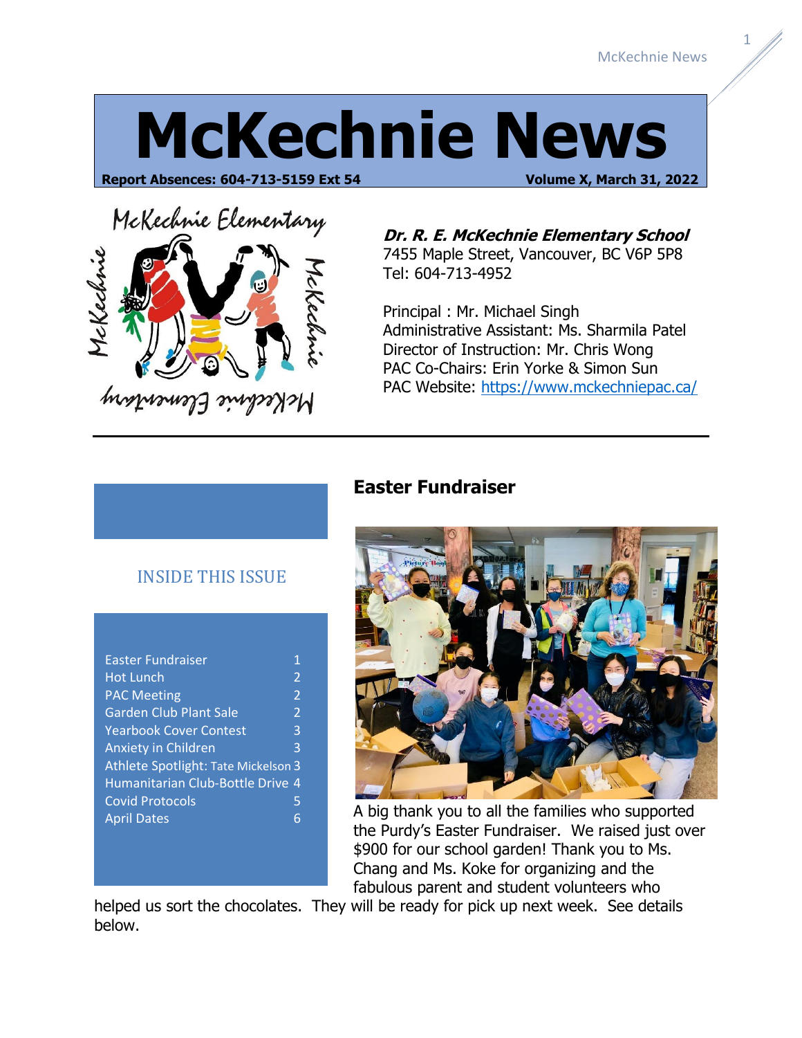# McKechnie News

**Report Absences: 604-713-5159 Ext 54** **Volume X, March 31, 2022**

***Dr. R. E. McKechnie Elementary School***
7455 Maple Street, Vancouver, BC V6P 5P8
Tel: 604-713-4952

Principal : Mr. Michael Singh
Administrative Assistant: Ms. Sharmila Patel
Director of Instruction: Mr. Chris Wong
PAC Co-Chairs: Erin Yorke & Simon Sun
PAC Website: https://www.mckechniepac.ca/

## INSIDE THIS ISSUE

| | |
|---|---|
| Easter Fundraiser | 1 |
| Hot Lunch | 2 |
| PAC Meeting | 2 |
| Garden Club Plant Sale | 2 |
| Yearbook Cover Contest | 3 |
| Anxiety in Children | 3 |
| Athlete Spotlight: Tate Mickelson | 3 |
| Humanitarian Club-Bottle Drive | 4 |
| Covid Protocols | 5 |
| April Dates | 6 |

## Easter Fundraiser

A big thank you to all the families who supported the Purdy's Easter Fundraiser. We raised just over $900 for our school garden! Thank you to Ms. Chang and Ms. Koke for organizing and the fabulous parent and student volunteers who helped us sort the chocolates. They will be ready for pick up next week. See details below.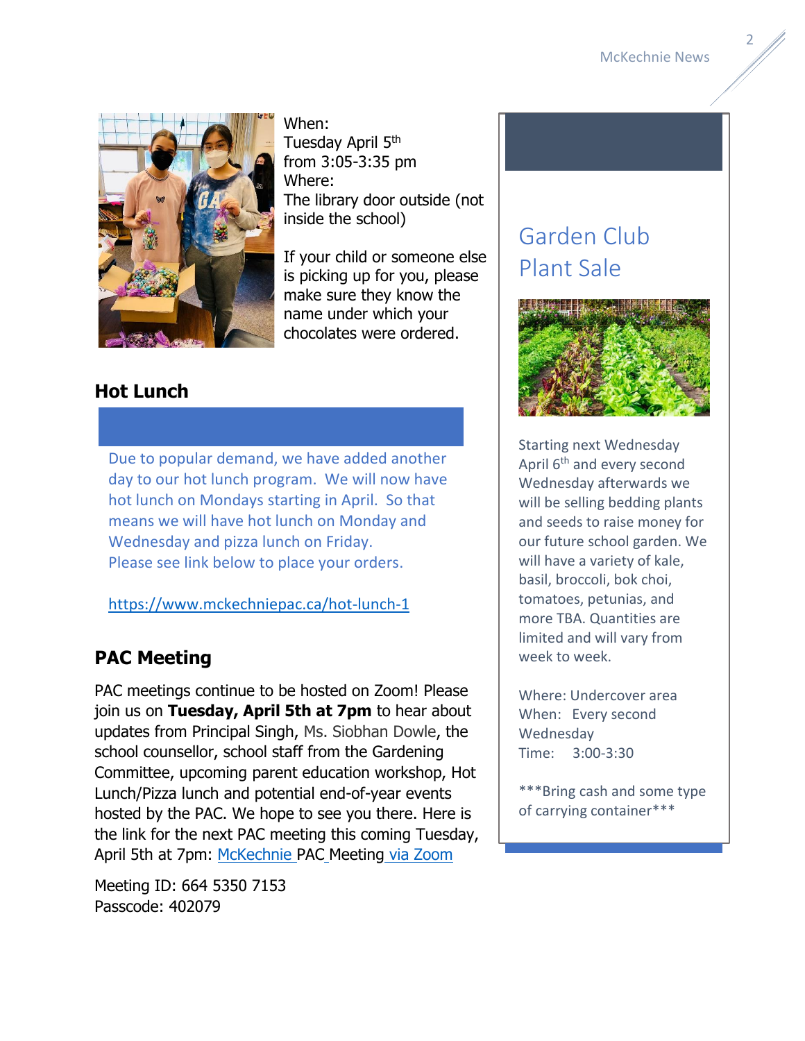When:
Tuesday April 5th
from 3:05-3:35 pm
Where:
The library door outside (not inside the school)

If your child or someone else is picking up for you, please make sure they know the name under which your chocolates were ordered.

## Hot Lunch

Due to popular demand, we have added another day to our hot lunch program. We will now have hot lunch on Mondays starting in April. So that means we will have hot lunch on Monday and Wednesday and pizza lunch on Friday.
Please see link below to place your orders.

https://www.mckechniepac.ca/hot-lunch-1

## PAC Meeting

PAC meetings continue to be hosted on Zoom! Please join us on **Tuesday, April 5th at 7pm** to hear about updates from Principal Singh, Ms. Siobhan Dowle, the school counsellor, school staff from the Gardening Committee, upcoming parent education workshop, Hot Lunch/Pizza lunch and potential end-of-year events hosted by the PAC. We hope to see you there. Here is the link for the next PAC meeting this coming Tuesday, April 5th at 7pm: McKechnie PAC Meeting via Zoom

Meeting ID: 664 5350 7153
Passcode: 402079

## Garden Club Plant Sale

Starting next Wednesday April 6th and every second Wednesday afterwards we will be selling bedding plants and seeds to raise money for our future school garden. We will have a variety of kale, basil, broccoli, bok choi, tomatoes, petunias, and more TBA. Quantities are limited and will vary from week to week.

Where: Undercover area
When: Every second Wednesday
Time: 3:00-3:30

***Bring cash and some type of carrying container***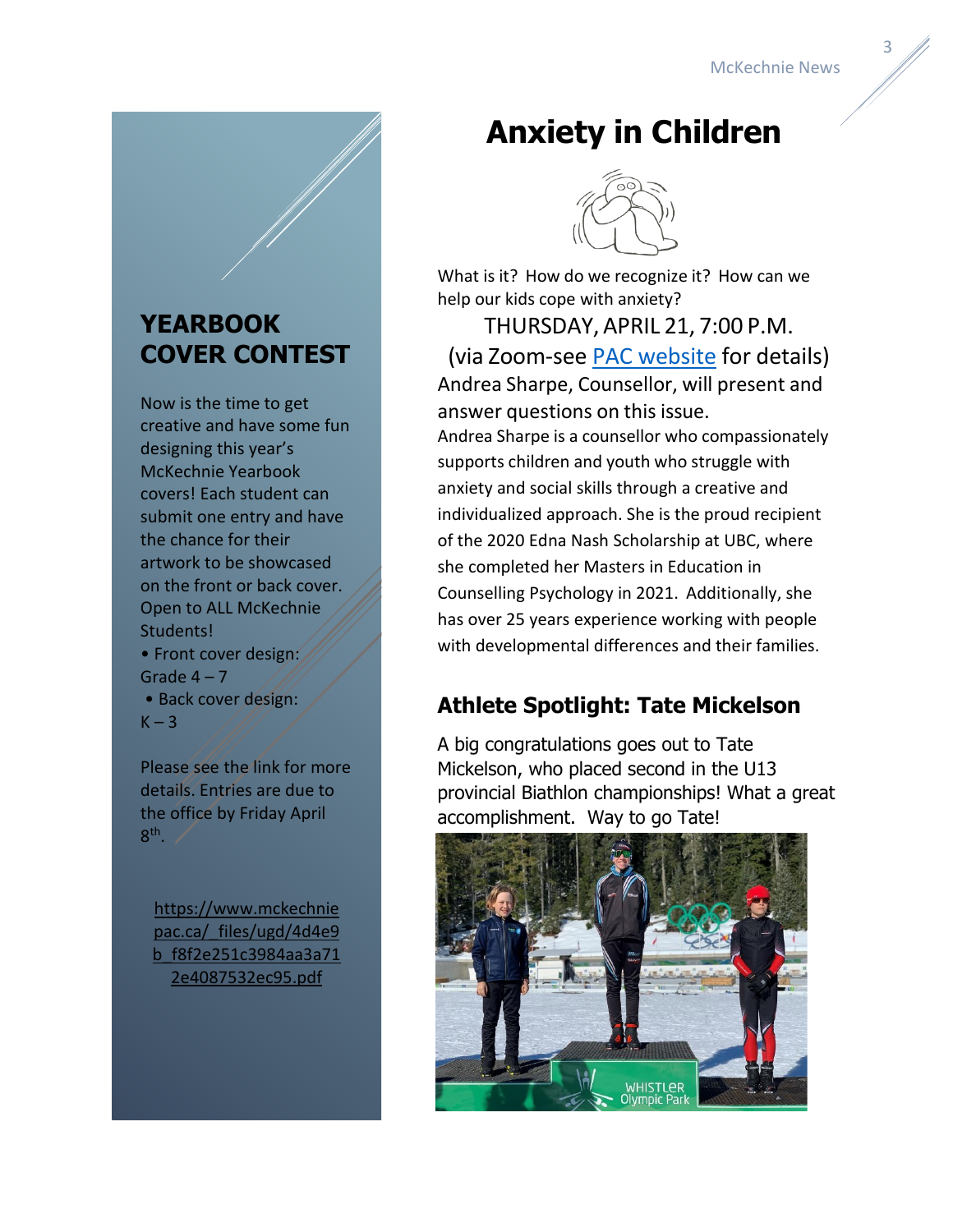## YEARBOOK COVER CONTEST

Now is the time to get creative and have some fun designing this year's McKechnie Yearbook covers! Each student can submit one entry and have the chance for their artwork to be showcased on the front or back cover. Open to ALL McKechnie Students!

- Front cover design: Grade 4 – 7
- Back cover design: K – 3

Please see the link for more details. Entries are due to the office by Friday April 8th.

https://www.mckechniepac.ca/_files/ugd/4d4e9b_f8f2e251c3984aa3a712e4087532ec95.pdf

# Anxiety in Children

What is it? How do we recognize it? How can we help our kids cope with anxiety?

THURSDAY, APRIL 21, 7:00 P.M.

(via Zoom-see PAC website for details)

Andrea Sharpe, Counsellor, will present and answer questions on this issue.

Andrea Sharpe is a counsellor who compassionately supports children and youth who struggle with anxiety and social skills through a creative and individualized approach. She is the proud recipient of the 2020 Edna Nash Scholarship at UBC, where she completed her Masters in Education in Counselling Psychology in 2021. Additionally, she has over 25 years experience working with people with developmental differences and their families.

## Athlete Spotlight: Tate Mickelson

A big congratulations goes out to Tate Mickelson, who placed second in the U13 provincial Biathlon championships! What a great accomplishment. Way to go Tate!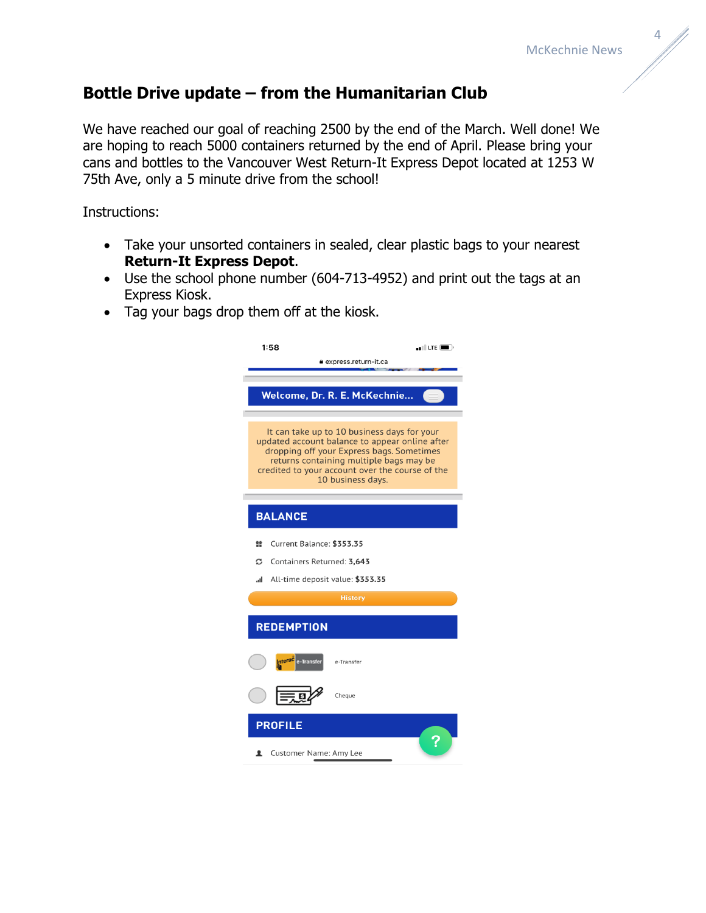## Bottle Drive update – from the Humanitarian Club

We have reached our goal of reaching 2500 by the end of the March. Well done! We are hoping to reach 5000 containers returned by the end of April. Please bring your cans and bottles to the Vancouver West Return-It Express Depot located at 1253 W 75th Ave, only a 5 minute drive from the school!

Instructions:

- Take your unsorted containers in sealed, clear plastic bags to your nearest **Return-It Express Depot**.
- Use the school phone number (604-713-4952) and print out the tags at an Express Kiosk.
- Tag your bags drop them off at the kiosk.

1:58

express.return-it.ca

**Welcome, Dr. R. E. McKechnie...**

It can take up to 10 business days for your updated account balance to appear online after dropping off your Express bags. Sometimes returns containing multiple bags may be credited to your account over the course of the 10 business days.

**BALANCE**

Current Balance: **$353.35**

Containers Returned: **3,643**

All-time deposit value: **$353.35**

History

**REDEMPTION**

Interac e-Transfer — e-Transfer

Cheque

**PROFILE**

Customer Name: Amy Lee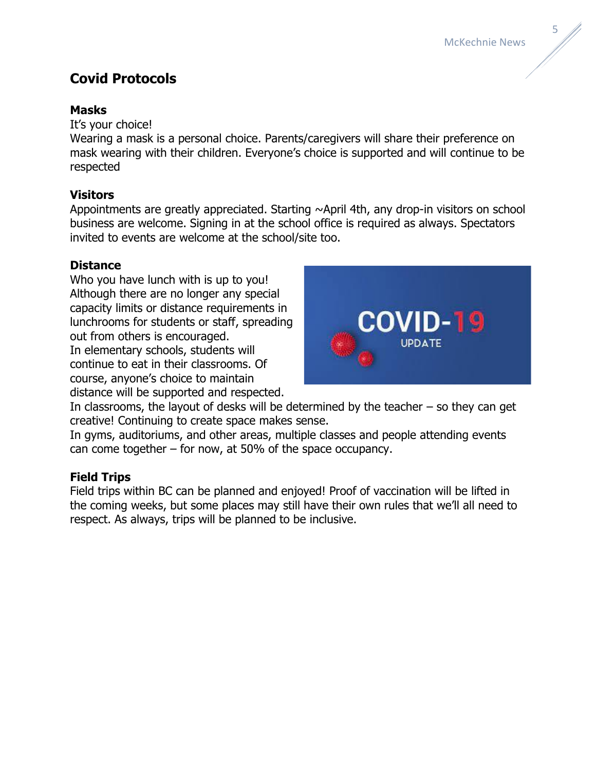## Covid Protocols

### Masks

It's your choice!
Wearing a mask is a personal choice. Parents/caregivers will share their preference on mask wearing with their children. Everyone's choice is supported and will continue to be respected

### Visitors

Appointments are greatly appreciated. Starting ~April 4th, any drop-in visitors on school business are welcome. Signing in at the school office is required as always. Spectators invited to events are welcome at the school/site too.

### Distance

Who you have lunch with is up to you!
Although there are no longer any special capacity limits or distance requirements in lunchrooms for students or staff, spreading out from others is encouraged.
In elementary schools, students will continue to eat in their classrooms. Of course, anyone's choice to maintain distance will be supported and respected.
In classrooms, the layout of desks will be determined by the teacher – so they can get creative! Continuing to create space makes sense.
In gyms, auditoriums, and other areas, multiple classes and people attending events can come together – for now, at 50% of the space occupancy.

### Field Trips

Field trips within BC can be planned and enjoyed! Proof of vaccination will be lifted in the coming weeks, but some places may still have their own rules that we'll all need to respect. As always, trips will be planned to be inclusive.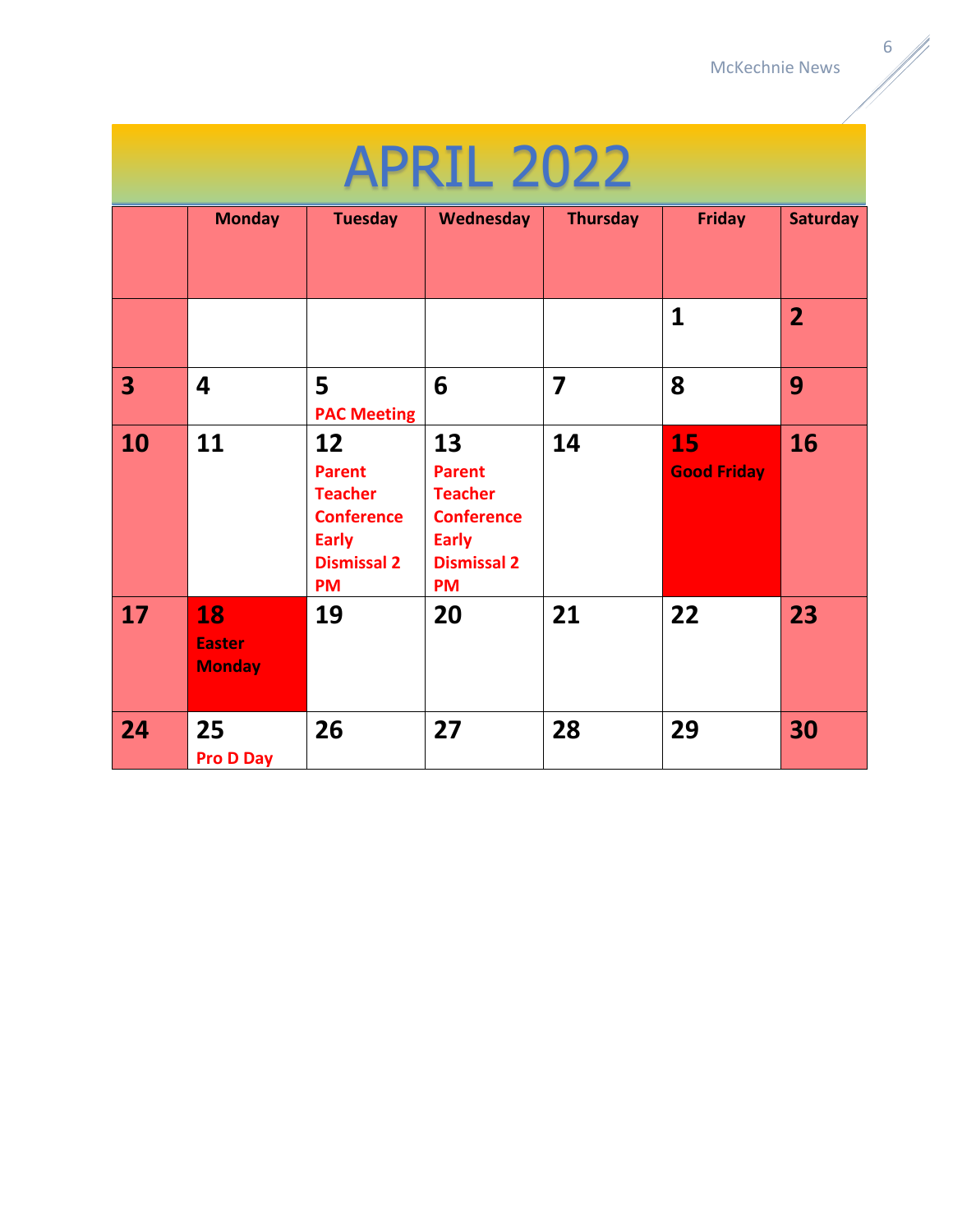# APRIL 2022

| | Monday | Tuesday | Wednesday | Thursday | Friday | Saturday |
|---|---|---|---|---|---|---|
| | | | | | 1 | 2 |
| 3 | 4 | 5 PAC Meeting | 6 | 7 | 8 | 9 |
| 10 | 11 | 12 Parent Teacher Conference Early Dismissal 2 PM | 13 Parent Teacher Conference Early Dismissal 2 PM | 14 | 15 Good Friday | 16 |
| 17 | 18 Easter Monday | 19 | 20 | 21 | 22 | 23 |
| 24 | 25 Pro D Day | 26 | 27 | 28 | 29 | 30 |